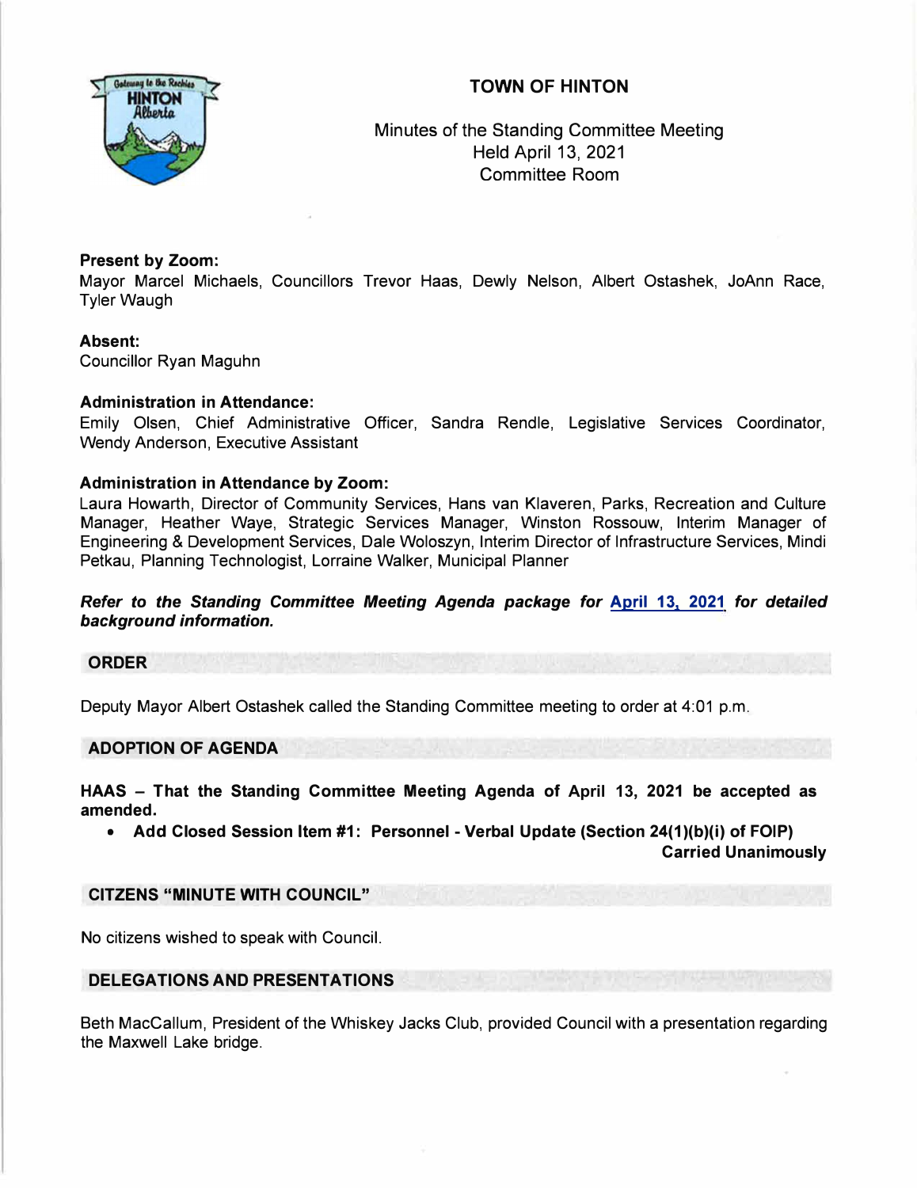# TOWN OF HINTON

Minutes of the Standing Committee Meeting
Held April 13, 2021
Committee Room

**Present by Zoom:**
Mayor Marcel Michaels, Councillors Trevor Haas, Dewly Nelson, Albert Ostashek, JoAnn Race, Tyler Waugh

**Absent:**
Councillor Ryan Maguhn

**Administration in Attendance:**
Emily Olsen, Chief Administrative Officer, Sandra Rendle, Legislative Services Coordinator, Wendy Anderson, Executive Assistant

**Administration in Attendance by Zoom:**
Laura Howarth, Director of Community Services, Hans van Klaveren, Parks, Recreation and Culture Manager, Heather Waye, Strategic Services Manager, Winston Rossouw, Interim Manager of Engineering & Development Services, Dale Woloszyn, Interim Director of Infrastructure Services, Mindi Petkau, Planning Technologist, Lorraine Walker, Municipal Planner

***Refer to the Standing Committee Meeting Agenda package for April 13, 2021 for detailed background information.***

## ORDER

Deputy Mayor Albert Ostashek called the Standing Committee meeting to order at 4:01 p.m.

## ADOPTION OF AGENDA

**HAAS – That the Standing Committee Meeting Agenda of April 13, 2021 be accepted as amended.**

- **Add Closed Session Item #1: Personnel - Verbal Update (Section 24(1)(b)(i) of FOIP)**

**Carried Unanimously**

## CITIZENS "MINUTE WITH COUNCIL"

No citizens wished to speak with Council.

## DELEGATIONS AND PRESENTATIONS

Beth MacCallum, President of the Whiskey Jacks Club, provided Council with a presentation regarding the Maxwell Lake bridge.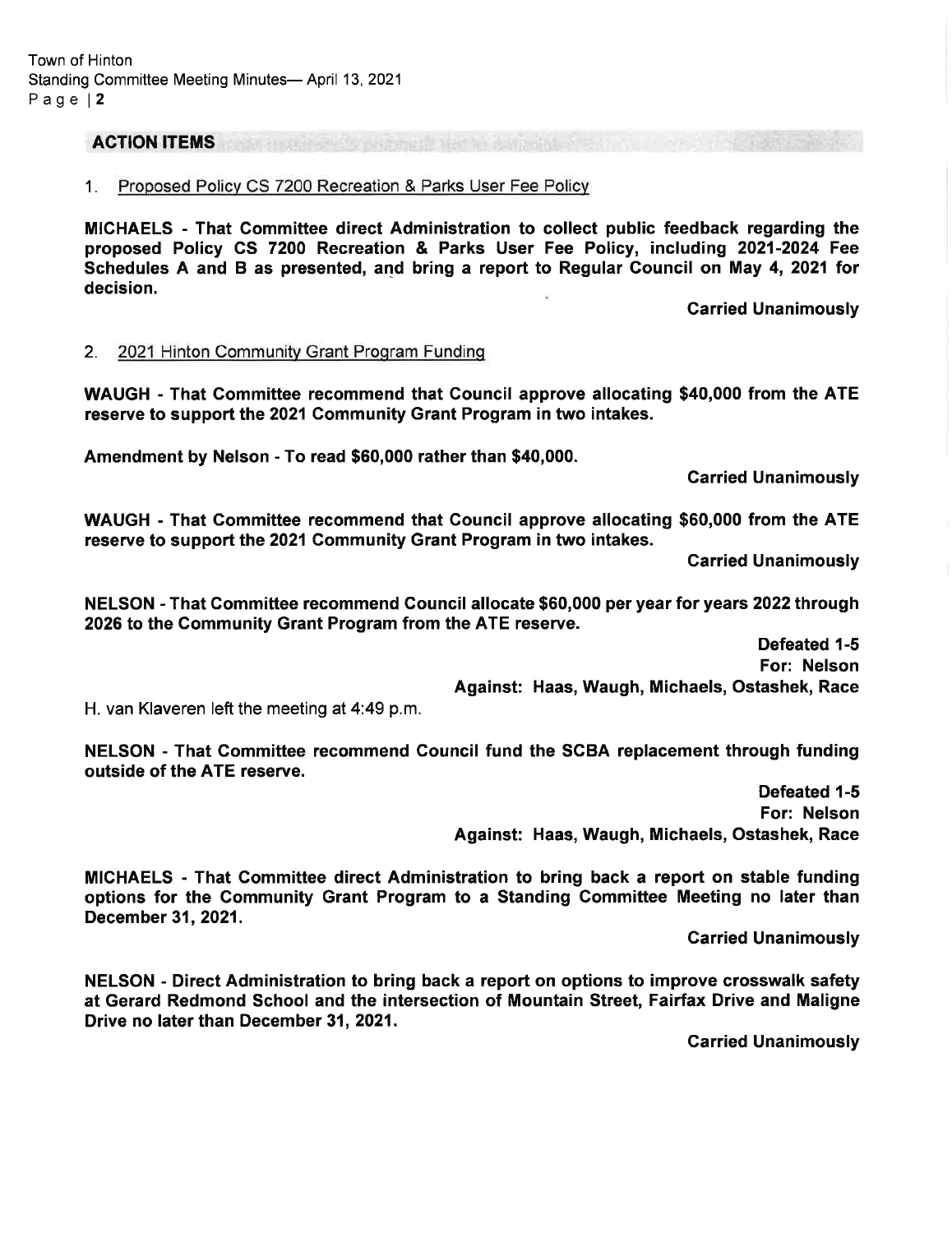## ACTION ITEMS

1. Proposed Policy CS 7200 Recreation & Parks User Fee Policy

**MICHAELS - That Committee direct Administration to collect public feedback regarding the proposed Policy CS 7200 Recreation & Parks User Fee Policy, including 2021-2024 Fee Schedules A and B as presented, and bring a report to Regular Council on May 4, 2021 for decision.**

**Carried Unanimously**

2. 2021 Hinton Community Grant Program Funding

**WAUGH - That Committee recommend that Council approve allocating $40,000 from the ATE reserve to support the 2021 Community Grant Program in two intakes.**

**Amendment by Nelson - To read $60,000 rather than $40,000.**

**Carried Unanimously**

**WAUGH - That Committee recommend that Council approve allocating $60,000 from the ATE reserve to support the 2021 Community Grant Program in two intakes.**

**Carried Unanimously**

**NELSON - That Committee recommend Council allocate $60,000 per year for years 2022 through 2026 to the Community Grant Program from the ATE reserve.**

**Defeated 1-5**
**For: Nelson**
**Against: Haas, Waugh, Michaels, Ostashek, Race**

H. van Klaveren left the meeting at 4:49 p.m.

**NELSON - That Committee recommend Council fund the SCBA replacement through funding outside of the ATE reserve.**

**Defeated 1-5**
**For: Nelson**
**Against: Haas, Waugh, Michaels, Ostashek, Race**

**MICHAELS - That Committee direct Administration to bring back a report on stable funding options for the Community Grant Program to a Standing Committee Meeting no later than December 31, 2021.**

**Carried Unanimously**

**NELSON - Direct Administration to bring back a report on options to improve crosswalk safety at Gerard Redmond School and the intersection of Mountain Street, Fairfax Drive and Maligne Drive no later than December 31, 2021.**

**Carried Unanimously**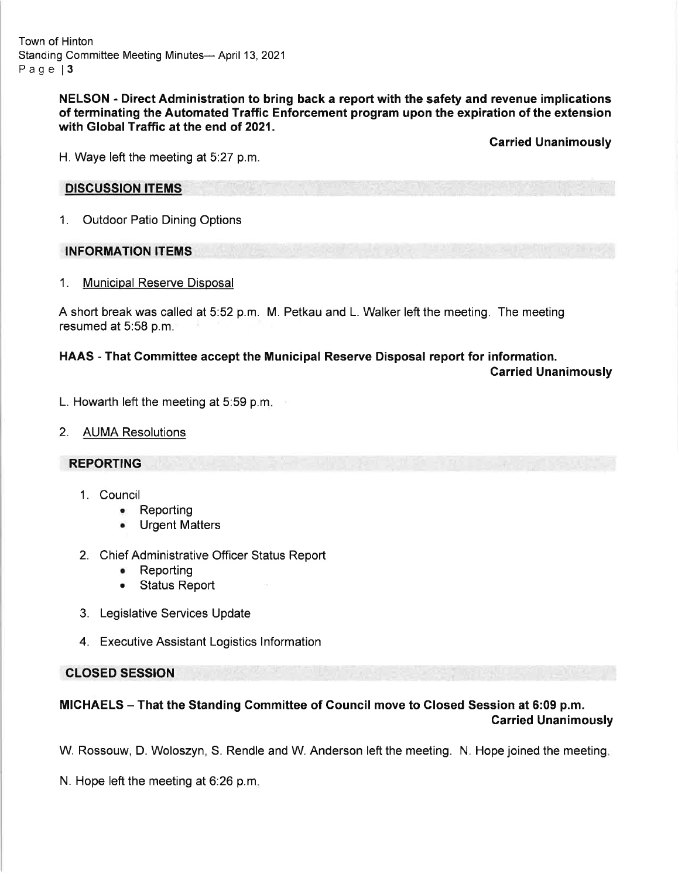**NELSON - Direct Administration to bring back a report with the safety and revenue implications of terminating the Automated Traffic Enforcement program upon the expiration of the extension with Global Traffic at the end of 2021.**

**Carried Unanimously**

H. Waye left the meeting at 5:27 p.m.

## DISCUSSION ITEMS

1. Outdoor Patio Dining Options

## INFORMATION ITEMS

1. Municipal Reserve Disposal

A short break was called at 5:52 p.m. M. Petkau and L. Walker left the meeting. The meeting resumed at 5:58 p.m.

**HAAS - That Committee accept the Municipal Reserve Disposal report for information.**

**Carried Unanimously**

L. Howarth left the meeting at 5:59 p.m.

2. AUMA Resolutions

## REPORTING

1. Council
   - Reporting
   - Urgent Matters
2. Chief Administrative Officer Status Report
   - Reporting
   - Status Report
3. Legislative Services Update
4. Executive Assistant Logistics Information

## CLOSED SESSION

**MICHAELS – That the Standing Committee of Council move to Closed Session at 6:09 p.m.**

**Carried Unanimously**

W. Rossouw, D. Woloszyn, S. Rendle and W. Anderson left the meeting. N. Hope joined the meeting.

N. Hope left the meeting at 6:26 p.m.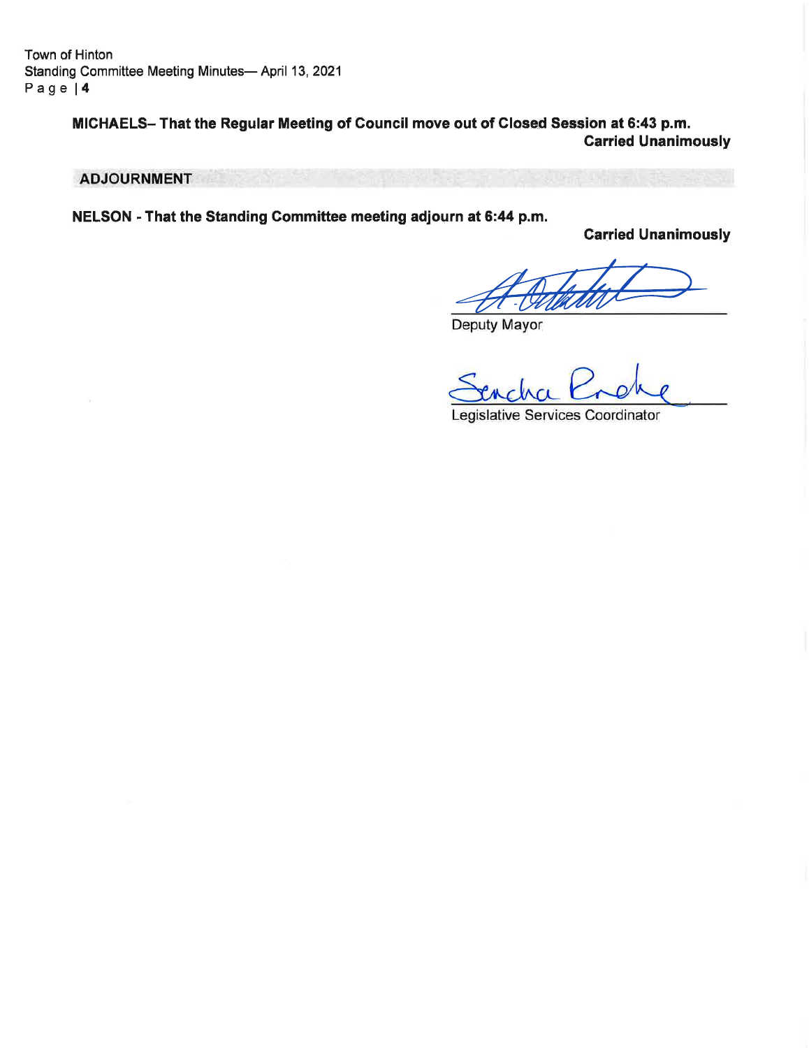**MICHAELS– That the Regular Meeting of Council move out of Closed Session at 6:43 p.m.**
**Carried Unanimously**

## ADJOURNMENT

**NELSON - That the Standing Committee meeting adjourn at 6:44 p.m.**
**Carried Unanimously**

Deputy Mayor

Legislative Services Coordinator